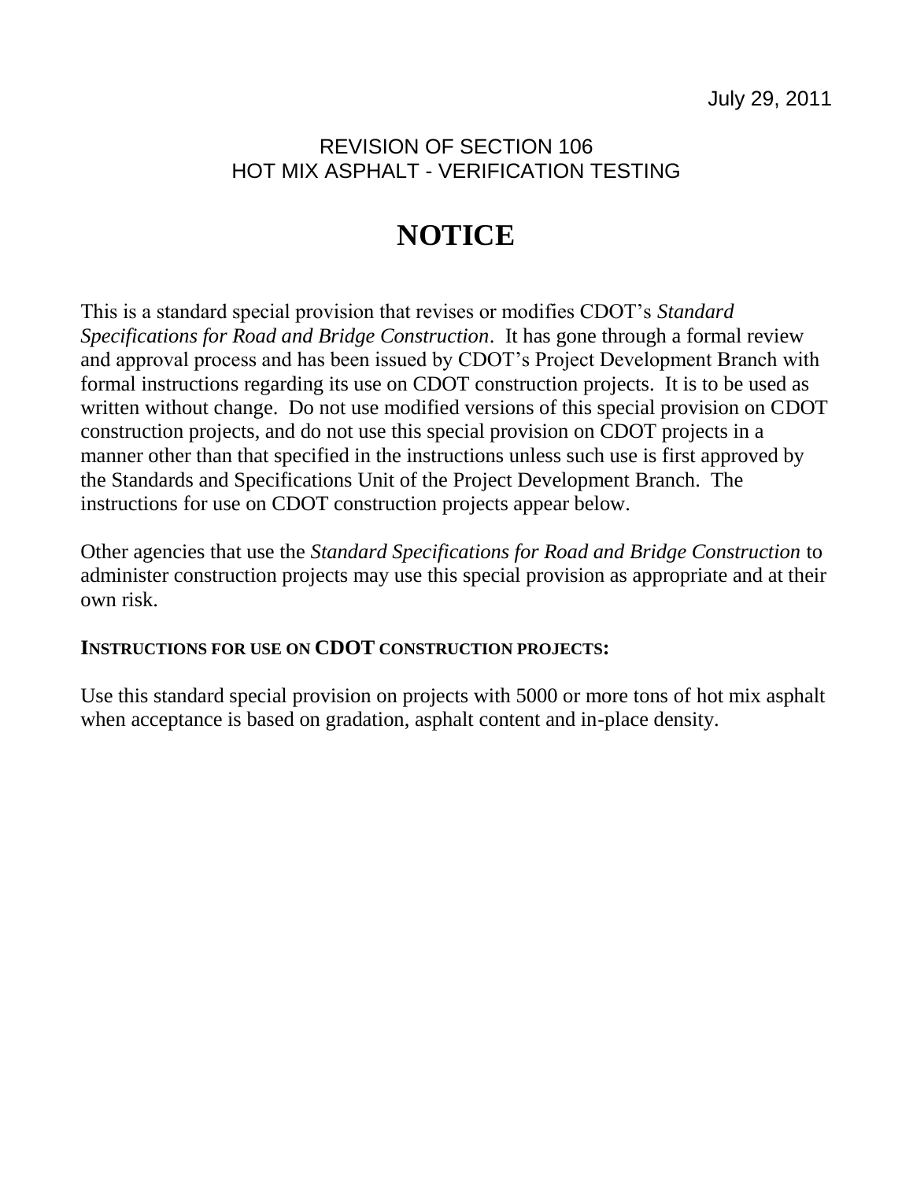July 29, 2011

REVISION OF SECTION 106
HOT MIX ASPHALT - VERIFICATION TESTING

# NOTICE

This is a standard special provision that revises or modifies CDOT's *Standard Specifications for Road and Bridge Construction*. It has gone through a formal review and approval process and has been issued by CDOT's Project Development Branch with formal instructions regarding its use on CDOT construction projects. It is to be used as written without change. Do not use modified versions of this special provision on CDOT construction projects, and do not use this special provision on CDOT projects in a manner other than that specified in the instructions unless such use is first approved by the Standards and Specifications Unit of the Project Development Branch. The instructions for use on CDOT construction projects appear below.

Other agencies that use the *Standard Specifications for Road and Bridge Construction* to administer construction projects may use this special provision as appropriate and at their own risk.

**INSTRUCTIONS FOR USE ON CDOT CONSTRUCTION PROJECTS:**

Use this standard special provision on projects with 5000 or more tons of hot mix asphalt when acceptance is based on gradation, asphalt content and in-place density.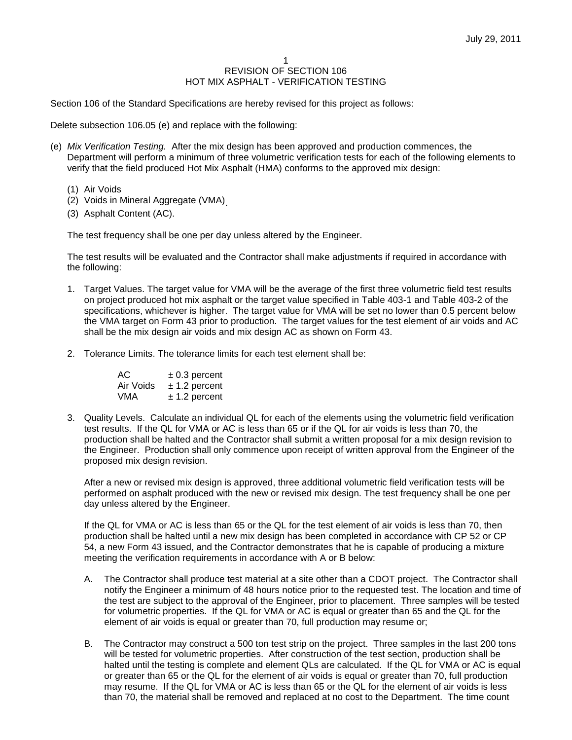# REVISION OF SECTION 106
## HOT MIX ASPHALT - VERIFICATION TESTING

Section 106 of the Standard Specifications are hereby revised for this project as follows:

Delete subsection 106.05 (e) and replace with the following:

(e) *Mix Verification Testing.* After the mix design has been approved and production commences, the Department will perform a minimum of three volumetric verification tests for each of the following elements to verify that the field produced Hot Mix Asphalt (HMA) conforms to the approved mix design:

(1) Air Voids
(2) Voids in Mineral Aggregate (VMA).
(3) Asphalt Content (AC).

The test frequency shall be one per day unless altered by the Engineer.

The test results will be evaluated and the Contractor shall make adjustments if required in accordance with the following:

1. Target Values. The target value for VMA will be the average of the first three volumetric field test results on project produced hot mix asphalt or the target value specified in Table 403-1 and Table 403-2 of the specifications, whichever is higher. The target value for VMA will be set no lower than 0.5 percent below the VMA target on Form 43 prior to production. The target values for the test element of air voids and AC shall be the mix design air voids and mix design AC as shown on Form 43.

2. Tolerance Limits. The tolerance limits for each test element shall be:

| | |
|---|---|
| AC | ± 0.3 percent |
| Air Voids | ± 1.2 percent |
| VMA | ± 1.2 percent |

3. Quality Levels. Calculate an individual QL for each of the elements using the volumetric field verification test results. If the QL for VMA or AC is less than 65 or if the QL for air voids is less than 70, the production shall be halted and the Contractor shall submit a written proposal for a mix design revision to the Engineer. Production shall only commence upon receipt of written approval from the Engineer of the proposed mix design revision.

   After a new or revised mix design is approved, three additional volumetric field verification tests will be performed on asphalt produced with the new or revised mix design. The test frequency shall be one per day unless altered by the Engineer.

   If the QL for VMA or AC is less than 65 or the QL for the test element of air voids is less than 70, then production shall be halted until a new mix design has been completed in accordance with CP 52 or CP 54, a new Form 43 issued, and the Contractor demonstrates that he is capable of producing a mixture meeting the verification requirements in accordance with A or B below:

   A. The Contractor shall produce test material at a site other than a CDOT project. The Contractor shall notify the Engineer a minimum of 48 hours notice prior to the requested test. The location and time of the test are subject to the approval of the Engineer, prior to placement. Three samples will be tested for volumetric properties. If the QL for VMA or AC is equal or greater than 65 and the QL for the element of air voids is equal or greater than 70, full production may resume or;

   B. The Contractor may construct a 500 ton test strip on the project. Three samples in the last 200 tons will be tested for volumetric properties. After construction of the test section, production shall be halted until the testing is complete and element QLs are calculated. If the QL for VMA or AC is equal or greater than 65 or the QL for the element of air voids is equal or greater than 70, full production may resume. If the QL for VMA or AC is less than 65 or the QL for the element of air voids is less than 70, the material shall be removed and replaced at no cost to the Department. The time count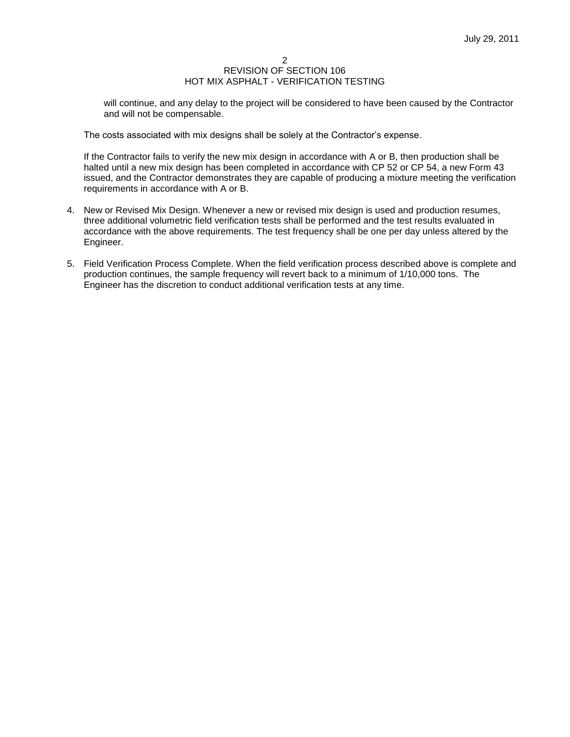will continue, and any delay to the project will be considered to have been caused by the Contractor and will not be compensable.

The costs associated with mix designs shall be solely at the Contractor's expense.

If the Contractor fails to verify the new mix design in accordance with A or B, then production shall be halted until a new mix design has been completed in accordance with CP 52 or CP 54, a new Form 43 issued, and the Contractor demonstrates they are capable of producing a mixture meeting the verification requirements in accordance with A or B.

4. New or Revised Mix Design. Whenever a new or revised mix design is used and production resumes, three additional volumetric field verification tests shall be performed and the test results evaluated in accordance with the above requirements. The test frequency shall be one per day unless altered by the Engineer.

5. Field Verification Process Complete. When the field verification process described above is complete and production continues, the sample frequency will revert back to a minimum of 1/10,000 tons. The Engineer has the discretion to conduct additional verification tests at any time.